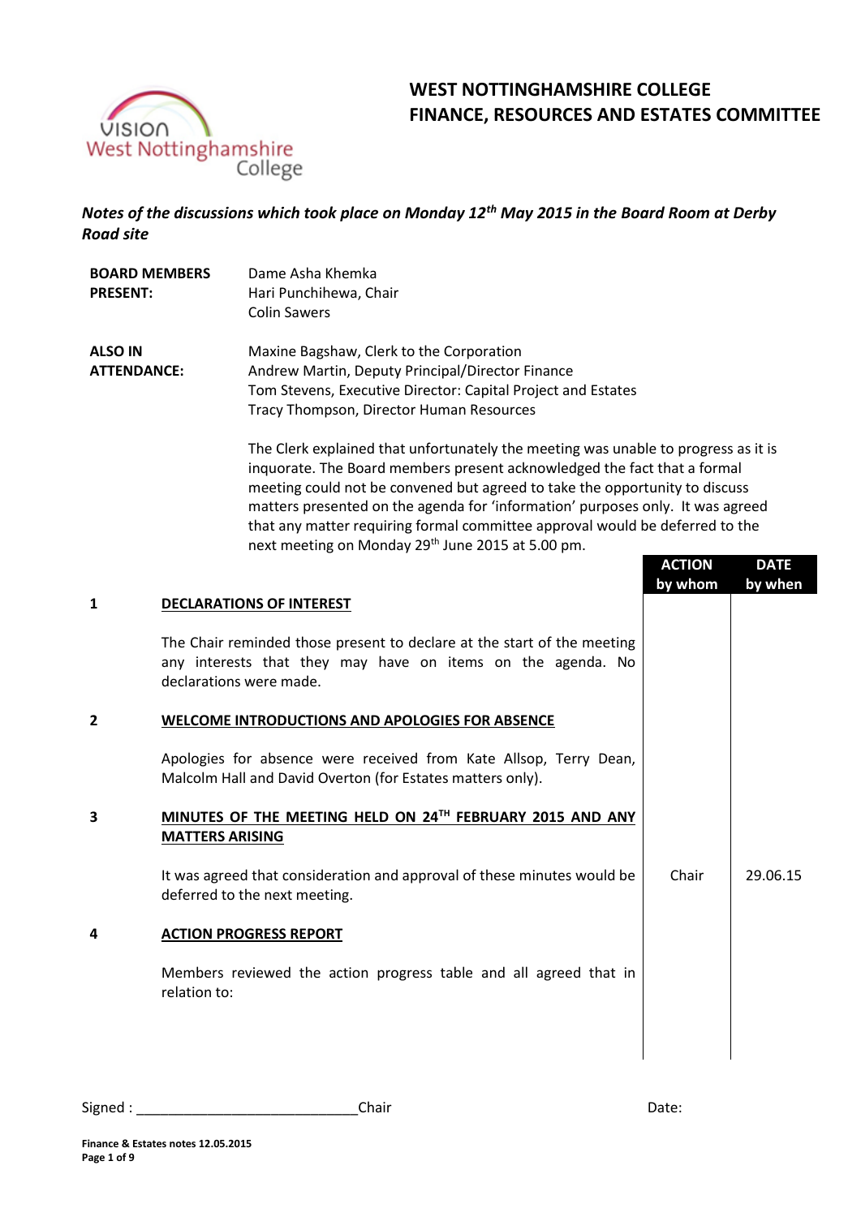# WEST NOTTINGHAMSHIRE COLLEGE
# FINANCE, RESOURCES AND ESTATES COMMITTEE

***Notes of the discussions which took place on Monday 12th May 2015 in the Board Room at Derby Road site***

| | |
|---|---|
| **BOARD MEMBERS PRESENT:** | Dame Asha Khemka<br>Hari Punchihewa, Chair<br>Colin Sawers |
| **ALSO IN ATTENDANCE:** | Maxine Bagshaw, Clerk to the Corporation<br>Andrew Martin, Deputy Principal/Director Finance<br>Tom Stevens, Executive Director: Capital Project and Estates<br>Tracy Thompson, Director Human Resources |

The Clerk explained that unfortunately the meeting was unable to progress as it is inquorate. The Board members present acknowledged the fact that a formal meeting could not be convened but agreed to take the opportunity to discuss matters presented on the agenda for 'information' purposes only. It was agreed that any matter requiring formal committee approval would be deferred to the next meeting on Monday 29th June 2015 at 5.00 pm.

| | | ACTION by whom | DATE by when |
|---|---|---|---|
| **1** | **DECLARATIONS OF INTEREST** | | |
| | The Chair reminded those present to declare at the start of the meeting any interests that they may have on items on the agenda. No declarations were made. | | |
| **2** | **WELCOME INTRODUCTIONS AND APOLOGIES FOR ABSENCE** | | |
| | Apologies for absence were received from Kate Allsop, Terry Dean, Malcolm Hall and David Overton (for Estates matters only). | | |
| **3** | **MINUTES OF THE MEETING HELD ON 24TH FEBRUARY 2015 AND ANY MATTERS ARISING** | | |
| | It was agreed that consideration and approval of these minutes would be deferred to the next meeting. | Chair | 29.06.15 |
| **4** | **ACTION PROGRESS REPORT** | | |
| | Members reviewed the action progress table and all agreed that in relation to: | | |

Signed : ___________________________ Chair Date: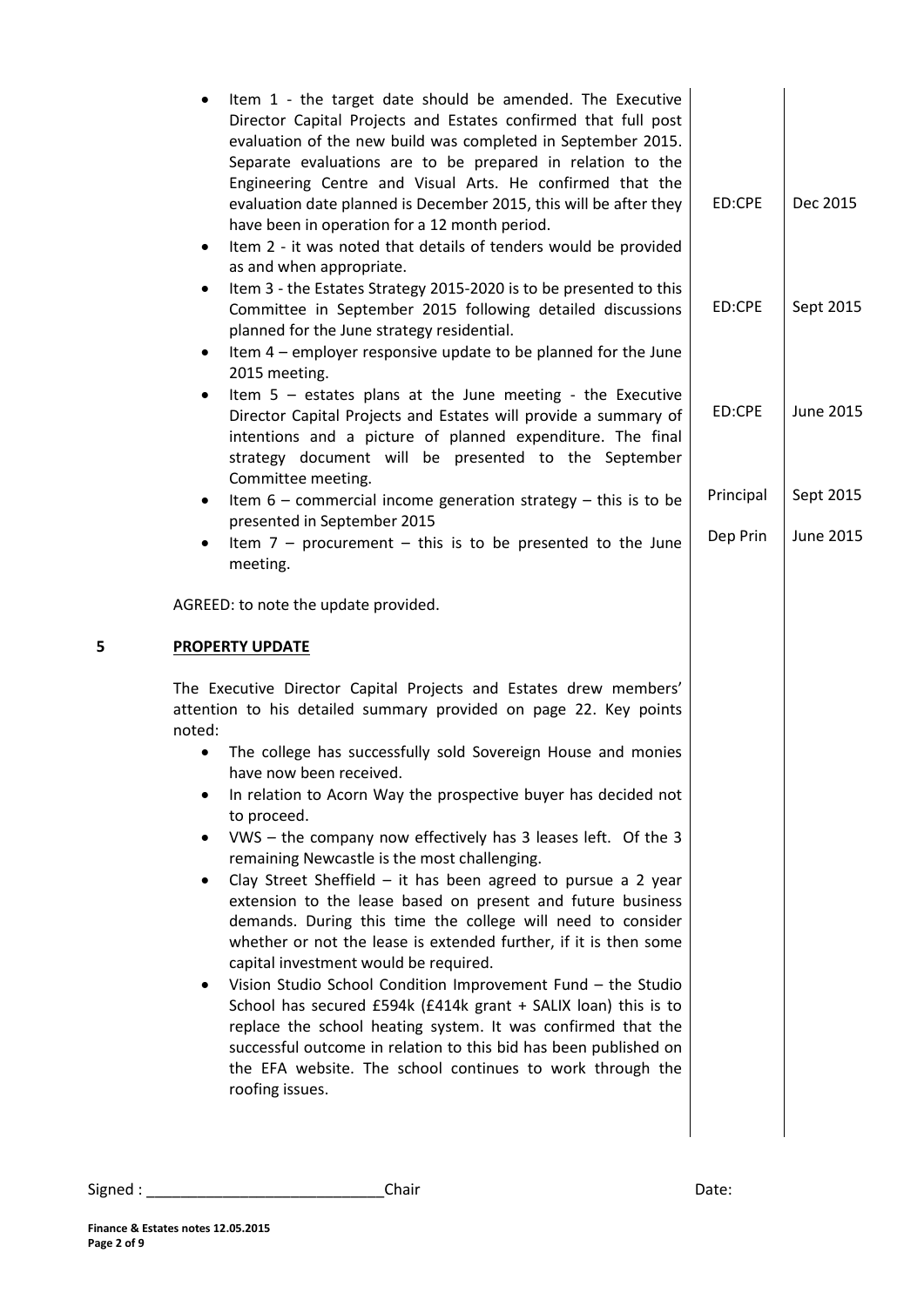| | | |
|---|---|---|
| • Item 1 - the target date should be amended. The Executive Director Capital Projects and Estates confirmed that full post evaluation of the new build was completed in September 2015. Separate evaluations are to be prepared in relation to the Engineering Centre and Visual Arts. He confirmed that the evaluation date planned is December 2015, this will be after they have been in operation for a 12 month period. | ED:CPE | Dec 2015 |
| • Item 2 - it was noted that details of tenders would be provided as and when appropriate. | | |
| • Item 3 - the Estates Strategy 2015-2020 is to be presented to this Committee in September 2015 following detailed discussions planned for the June strategy residential. | ED:CPE | Sept 2015 |
| • Item 4 – employer responsive update to be planned for the June 2015 meeting. | | |
| • Item 5 – estates plans at the June meeting - the Executive Director Capital Projects and Estates will provide a summary of intentions and a picture of planned expenditure. The final strategy document will be presented to the September Committee meeting. | ED:CPE | June 2015 |
| • Item 6 – commercial income generation strategy – this is to be presented in September 2015 | Principal | Sept 2015 |
| • Item 7 – procurement – this is to be presented to the June meeting. | Dep Prin | June 2015 |

AGREED: to note the update provided.

## 5 PROPERTY UPDATE

The Executive Director Capital Projects and Estates drew members' attention to his detailed summary provided on page 22. Key points noted:

- The college has successfully sold Sovereign House and monies have now been received.
- In relation to Acorn Way the prospective buyer has decided not to proceed.
- VWS – the company now effectively has 3 leases left. Of the 3 remaining Newcastle is the most challenging.
- Clay Street Sheffield – it has been agreed to pursue a 2 year extension to the lease based on present and future business demands. During this time the college will need to consider whether or not the lease is extended further, if it is then some capital investment would be required.
- Vision Studio School Condition Improvement Fund – the Studio School has secured £594k (£414k grant + SALIX loan) this is to replace the school heating system. It was confirmed that the successful outcome in relation to this bid has been published on the EFA website. The school continues to work through the roofing issues.

Signed : ____________________________Chair Date: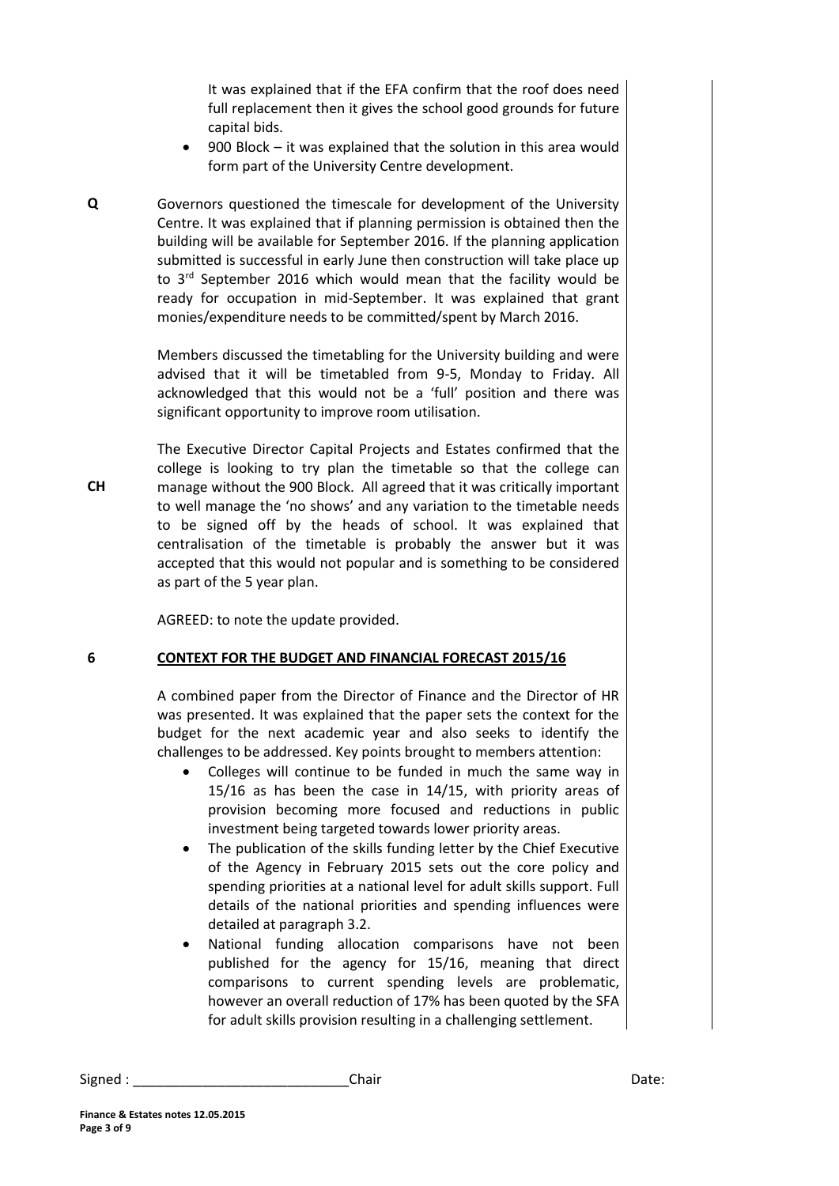It was explained that if the EFA confirm that the roof does need full replacement then it gives the school good grounds for future capital bids.

- 900 Block – it was explained that the solution in this area would form part of the University Centre development.

**Q** Governors questioned the timescale for development of the University Centre. It was explained that if planning permission is obtained then the building will be available for September 2016. If the planning application submitted is successful in early June then construction will take place up to 3rd September 2016 which would mean that the facility would be ready for occupation in mid-September. It was explained that grant monies/expenditure needs to be committed/spent by March 2016.

Members discussed the timetabling for the University building and were advised that it will be timetabled from 9-5, Monday to Friday. All acknowledged that this would not be a 'full' position and there was significant opportunity to improve room utilisation.

**CH** The Executive Director Capital Projects and Estates confirmed that the college is looking to try plan the timetable so that the college can manage without the 900 Block. All agreed that it was critically important to well manage the 'no shows' and any variation to the timetable needs to be signed off by the heads of school. It was explained that centralisation of the timetable is probably the answer but it was accepted that this would not popular and is something to be considered as part of the 5 year plan.

AGREED: to note the update provided.

## 6 CONTEXT FOR THE BUDGET AND FINANCIAL FORECAST 2015/16

A combined paper from the Director of Finance and the Director of HR was presented. It was explained that the paper sets the context for the budget for the next academic year and also seeks to identify the challenges to be addressed. Key points brought to members attention:

- Colleges will continue to be funded in much the same way in 15/16 as has been the case in 14/15, with priority areas of provision becoming more focused and reductions in public investment being targeted towards lower priority areas.
- The publication of the skills funding letter by the Chief Executive of the Agency in February 2015 sets out the core policy and spending priorities at a national level for adult skills support. Full details of the national priorities and spending influences were detailed at paragraph 3.2.
- National funding allocation comparisons have not been published for the agency for 15/16, meaning that direct comparisons to current spending levels are problematic, however an overall reduction of 17% has been quoted by the SFA for adult skills provision resulting in a challenging settlement.

Signed : ____________________________Chair Date: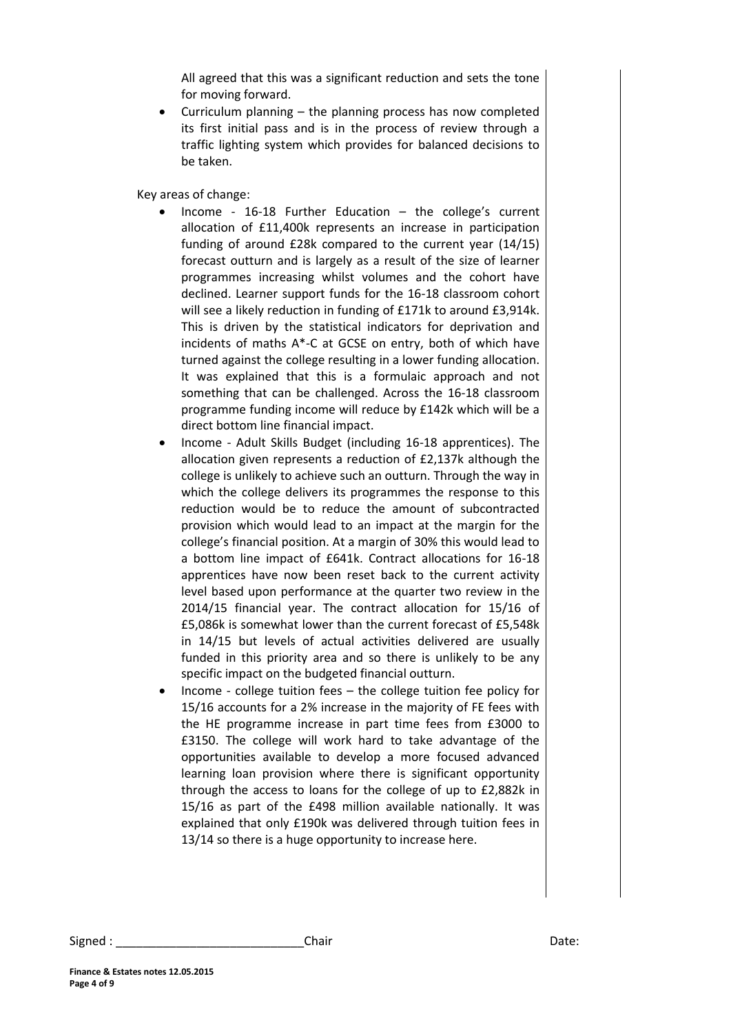All agreed that this was a significant reduction and sets the tone for moving forward.

- Curriculum planning – the planning process has now completed its first initial pass and is in the process of review through a traffic lighting system which provides for balanced decisions to be taken.

Key areas of change:

- Income - 16-18 Further Education – the college's current allocation of £11,400k represents an increase in participation funding of around £28k compared to the current year (14/15) forecast outturn and is largely as a result of the size of learner programmes increasing whilst volumes and the cohort have declined. Learner support funds for the 16-18 classroom cohort will see a likely reduction in funding of £171k to around £3,914k. This is driven by the statistical indicators for deprivation and incidents of maths A*-C at GCSE on entry, both of which have turned against the college resulting in a lower funding allocation. It was explained that this is a formulaic approach and not something that can be challenged. Across the 16-18 classroom programme funding income will reduce by £142k which will be a direct bottom line financial impact.
- Income - Adult Skills Budget (including 16-18 apprentices). The allocation given represents a reduction of £2,137k although the college is unlikely to achieve such an outturn. Through the way in which the college delivers its programmes the response to this reduction would be to reduce the amount of subcontracted provision which would lead to an impact at the margin for the college's financial position. At a margin of 30% this would lead to a bottom line impact of £641k. Contract allocations for 16-18 apprentices have now been reset back to the current activity level based upon performance at the quarter two review in the 2014/15 financial year. The contract allocation for 15/16 of £5,086k is somewhat lower than the current forecast of £5,548k in 14/15 but levels of actual activities delivered are usually funded in this priority area and so there is unlikely to be any specific impact on the budgeted financial outturn.
- Income - college tuition fees – the college tuition fee policy for 15/16 accounts for a 2% increase in the majority of FE fees with the HE programme increase in part time fees from £3000 to £3150. The college will work hard to take advantage of the opportunities available to develop a more focused advanced learning loan provision where there is significant opportunity through the access to loans for the college of up to £2,882k in 15/16 as part of the £498 million available nationally. It was explained that only £190k was delivered through tuition fees in 13/14 so there is a huge opportunity to increase here.

Signed : ____________________________ Chair Date:

**Finance & Estates notes 12.05.2015**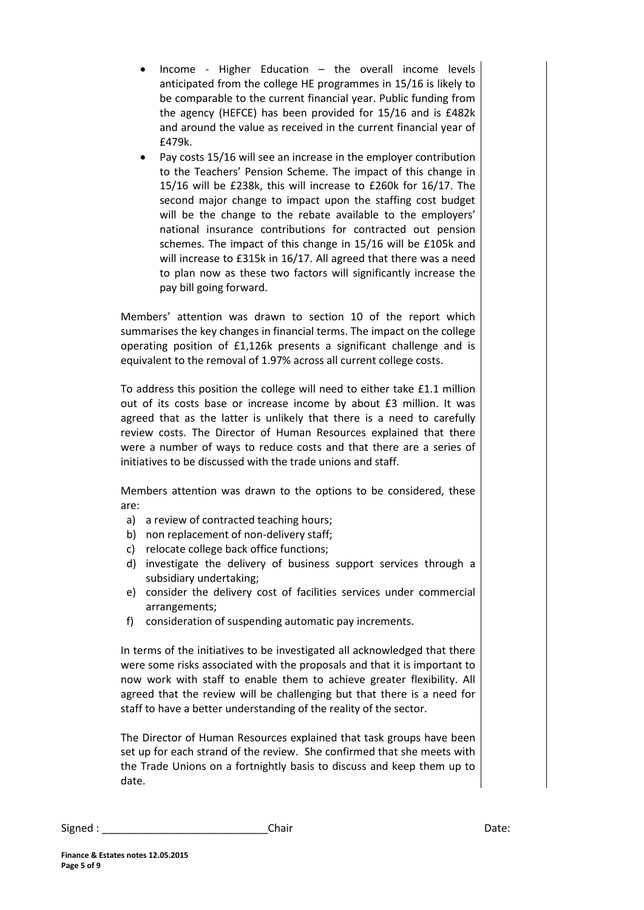- Income - Higher Education – the overall income levels anticipated from the college HE programmes in 15/16 is likely to be comparable to the current financial year. Public funding from the agency (HEFCE) has been provided for 15/16 and is £482k and around the value as received in the current financial year of £479k.
- Pay costs 15/16 will see an increase in the employer contribution to the Teachers' Pension Scheme. The impact of this change in 15/16 will be £238k, this will increase to £260k for 16/17. The second major change to impact upon the staffing cost budget will be the change to the rebate available to the employers' national insurance contributions for contracted out pension schemes. The impact of this change in 15/16 will be £105k and will increase to £315k in 16/17. All agreed that there was a need to plan now as these two factors will significantly increase the pay bill going forward.

Members' attention was drawn to section 10 of the report which summarises the key changes in financial terms. The impact on the college operating position of £1,126k presents a significant challenge and is equivalent to the removal of 1.97% across all current college costs.

To address this position the college will need to either take £1.1 million out of its costs base or increase income by about £3 million. It was agreed that as the latter is unlikely that there is a need to carefully review costs. The Director of Human Resources explained that there were a number of ways to reduce costs and that there are a series of initiatives to be discussed with the trade unions and staff.

Members attention was drawn to the options to be considered, these are:

a) a review of contracted teaching hours;
b) non replacement of non-delivery staff;
c) relocate college back office functions;
d) investigate the delivery of business support services through a subsidiary undertaking;
e) consider the delivery cost of facilities services under commercial arrangements;
f) consideration of suspending automatic pay increments.

In terms of the initiatives to be investigated all acknowledged that there were some risks associated with the proposals and that it is important to now work with staff to enable them to achieve greater flexibility. All agreed that the review will be challenging but that there is a need for staff to have a better understanding of the reality of the sector.

The Director of Human Resources explained that task groups have been set up for each strand of the review. She confirmed that she meets with the Trade Unions on a fortnightly basis to discuss and keep them up to date.

Signed : ____________________________ Chair Date: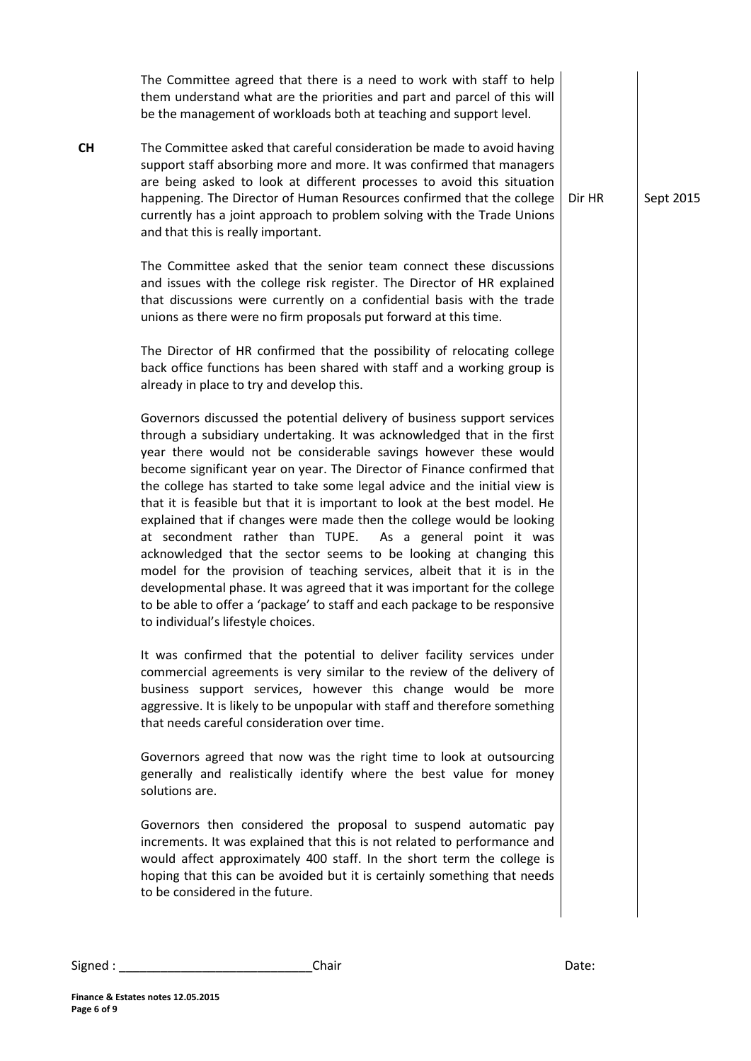|  |  |  |  |
|---|---|---|---|
|  | The Committee agreed that there is a need to work with staff to help them understand what are the priorities and part and parcel of this will be the management of workloads both at teaching and support level. |  |  |
| **CH** | The Committee asked that careful consideration be made to avoid having support staff absorbing more and more. It was confirmed that managers are being asked to look at different processes to avoid this situation happening. The Director of Human Resources confirmed that the college currently has a joint approach to problem solving with the Trade Unions and that this is really important. | Dir HR | Sept 2015 |
|  | The Committee asked that the senior team connect these discussions and issues with the college risk register. The Director of HR explained that discussions were currently on a confidential basis with the trade unions as there were no firm proposals put forward at this time. |  |  |
|  | The Director of HR confirmed that the possibility of relocating college back office functions has been shared with staff and a working group is already in place to try and develop this. |  |  |
|  | Governors discussed the potential delivery of business support services through a subsidiary undertaking. It was acknowledged that in the first year there would not be considerable savings however these would become significant year on year. The Director of Finance confirmed that the college has started to take some legal advice and the initial view is that it is feasible but that it is important to look at the best model. He explained that if changes were made then the college would be looking at secondment rather than TUPE. As a general point it was acknowledged that the sector seems to be looking at changing this model for the provision of teaching services, albeit that it is in the developmental phase. It was agreed that it was important for the college to be able to offer a 'package' to staff and each package to be responsive to individual's lifestyle choices. |  |  |
|  | It was confirmed that the potential to deliver facility services under commercial agreements is very similar to the review of the delivery of business support services, however this change would be more aggressive. It is likely to be unpopular with staff and therefore something that needs careful consideration over time. |  |  |
|  | Governors agreed that now was the right time to look at outsourcing generally and realistically identify where the best value for money solutions are. |  |  |
|  | Governors then considered the proposal to suspend automatic pay increments. It was explained that this is not related to performance and would affect approximately 400 staff. In the short term the college is hoping that this can be avoided but it is certainly something that needs to be considered in the future. |  |  |

Signed : ____________________________Chair Date:

**Finance & Estates notes 12.05.2015**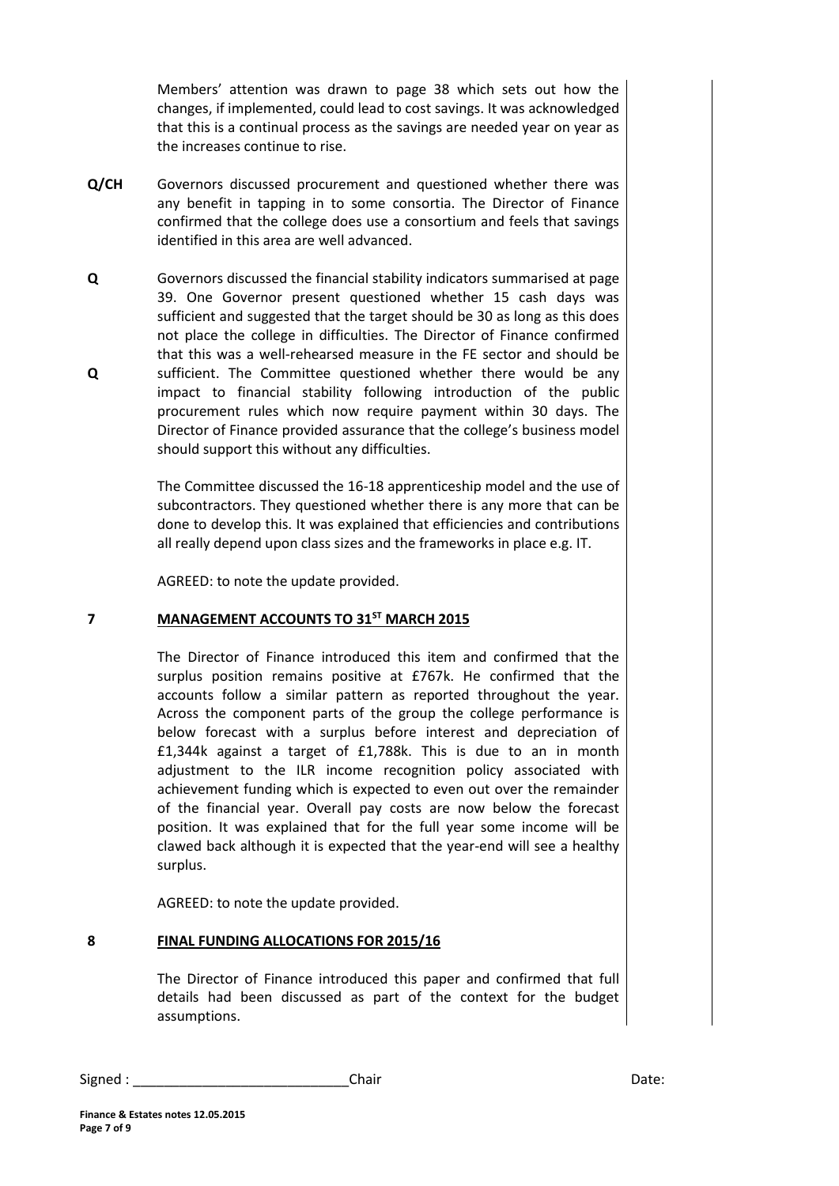Members' attention was drawn to page 38 which sets out how the changes, if implemented, could lead to cost savings. It was acknowledged that this is a continual process as the savings are needed year on year as the increases continue to rise.

**Q/CH** Governors discussed procurement and questioned whether there was any benefit in tapping in to some consortia. The Director of Finance confirmed that the college does use a consortium and feels that savings identified in this area are well advanced.

**Q** Governors discussed the financial stability indicators summarised at page 39. One Governor present questioned whether 15 cash days was sufficient and suggested that the target should be 30 as long as this does not place the college in difficulties. The Director of Finance confirmed that this was a well-rehearsed measure in the FE sector and should be sufficient.

**Q** The Committee questioned whether there would be any impact to financial stability following introduction of the public procurement rules which now require payment within 30 days. The Director of Finance provided assurance that the college's business model should support this without any difficulties.

The Committee discussed the 16-18 apprenticeship model and the use of subcontractors. They questioned whether there is any more that can be done to develop this. It was explained that efficiencies and contributions all really depend upon class sizes and the frameworks in place e.g. IT.

AGREED: to note the update provided.

## 7 MANAGEMENT ACCOUNTS TO 31ST MARCH 2015

The Director of Finance introduced this item and confirmed that the surplus position remains positive at £767k. He confirmed that the accounts follow a similar pattern as reported throughout the year. Across the component parts of the group the college performance is below forecast with a surplus before interest and depreciation of £1,344k against a target of £1,788k. This is due to an in month adjustment to the ILR income recognition policy associated with achievement funding which is expected to even out over the remainder of the financial year. Overall pay costs are now below the forecast position. It was explained that for the full year some income will be clawed back although it is expected that the year-end will see a healthy surplus.

AGREED: to note the update provided.

## 8 FINAL FUNDING ALLOCATIONS FOR 2015/16

The Director of Finance introduced this paper and confirmed that full details had been discussed as part of the context for the budget assumptions.

Signed : ____________________________Chair Date: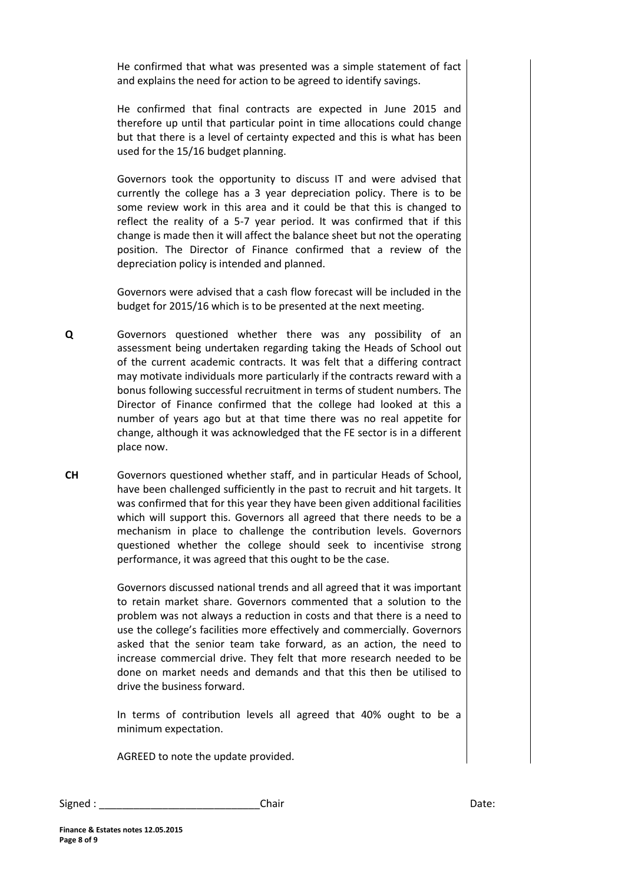He confirmed that what was presented was a simple statement of fact and explains the need for action to be agreed to identify savings.

He confirmed that final contracts are expected in June 2015 and therefore up until that particular point in time allocations could change but that there is a level of certainty expected and this is what has been used for the 15/16 budget planning.

Governors took the opportunity to discuss IT and were advised that currently the college has a 3 year depreciation policy. There is to be some review work in this area and it could be that this is changed to reflect the reality of a 5-7 year period. It was confirmed that if this change is made then it will affect the balance sheet but not the operating position. The Director of Finance confirmed that a review of the depreciation policy is intended and planned.

Governors were advised that a cash flow forecast will be included in the budget for 2015/16 which is to be presented at the next meeting.

**Q** Governors questioned whether there was any possibility of an assessment being undertaken regarding taking the Heads of School out of the current academic contracts. It was felt that a differing contract may motivate individuals more particularly if the contracts reward with a bonus following successful recruitment in terms of student numbers. The Director of Finance confirmed that the college had looked at this a number of years ago but at that time there was no real appetite for change, although it was acknowledged that the FE sector is in a different place now.

**CH** Governors questioned whether staff, and in particular Heads of School, have been challenged sufficiently in the past to recruit and hit targets. It was confirmed that for this year they have been given additional facilities which will support this. Governors all agreed that there needs to be a mechanism in place to challenge the contribution levels. Governors questioned whether the college should seek to incentivise strong performance, it was agreed that this ought to be the case.

Governors discussed national trends and all agreed that it was important to retain market share. Governors commented that a solution to the problem was not always a reduction in costs and that there is a need to use the college's facilities more effectively and commercially. Governors asked that the senior team take forward, as an action, the need to increase commercial drive. They felt that more research needed to be done on market needs and demands and that this then be utilised to drive the business forward.

In terms of contribution levels all agreed that 40% ought to be a minimum expectation.

AGREED to note the update provided.

Signed : ____________________________Chair Date: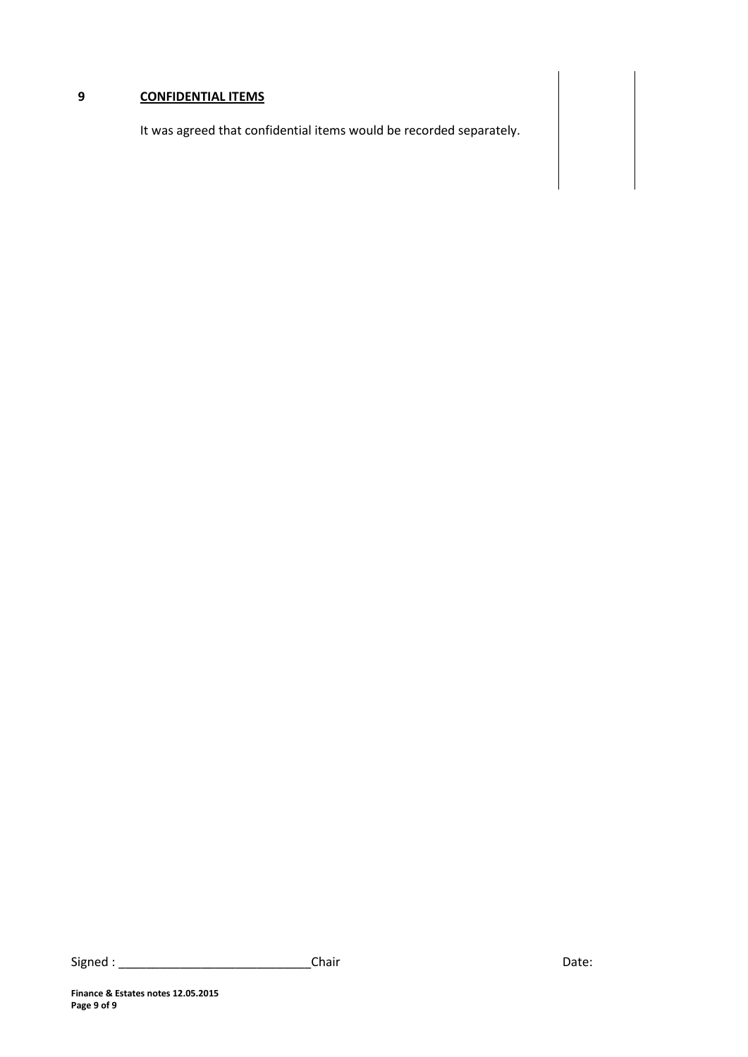**9 CONFIDENTIAL ITEMS**

It was agreed that confidential items would be recorded separately.

Signed : ____________________________Chair Date: